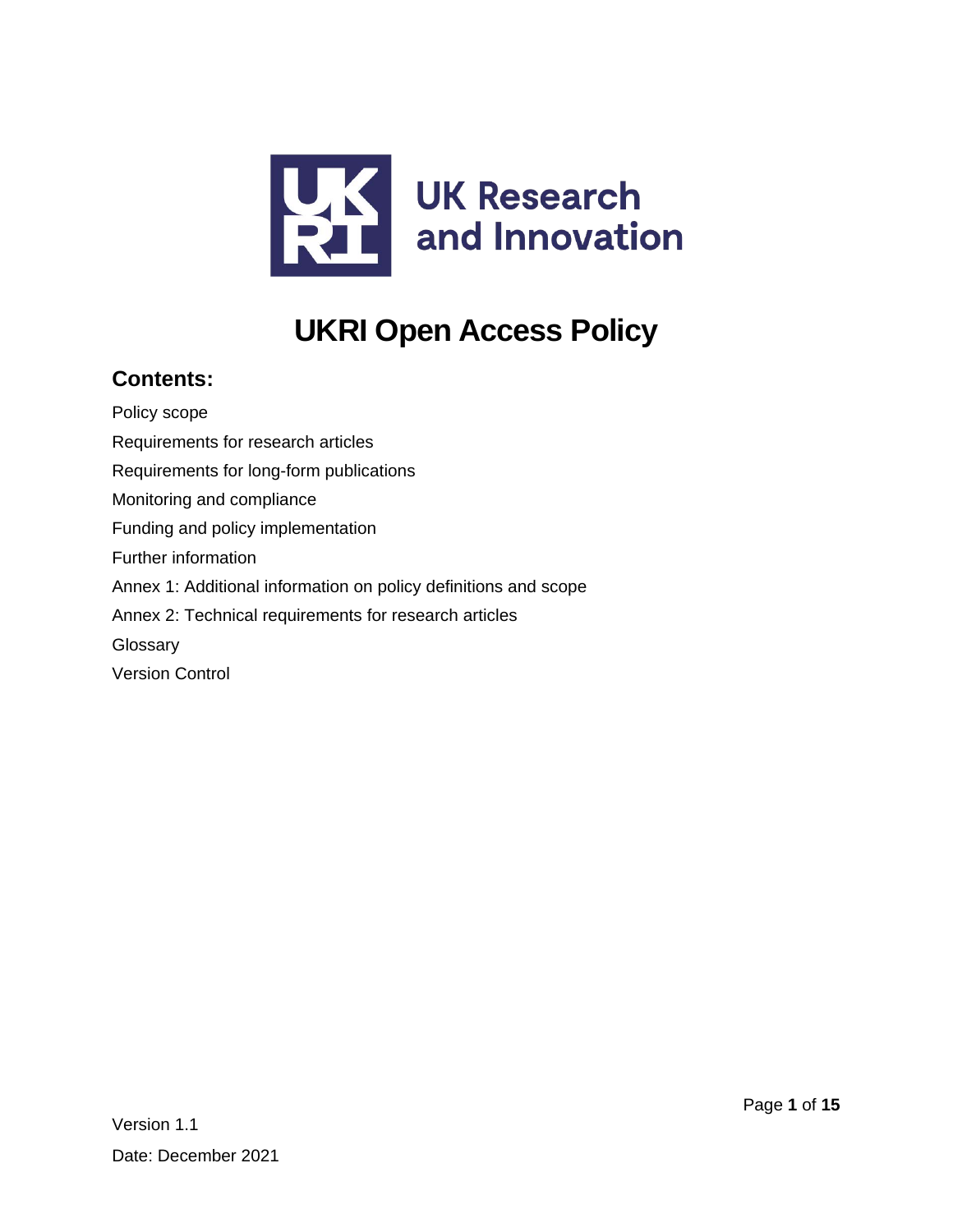UK Research and Innovation

# UKRI Open Access Policy

## Contents:

Policy scope

Requirements for research articles

Requirements for long-form publications

Monitoring and compliance

Funding and policy implementation

Further information

Annex 1: Additional information on policy definitions and scope

Annex 2: Technical requirements for research articles

Glossary

Version Control

Version 1.1

Date: December 2021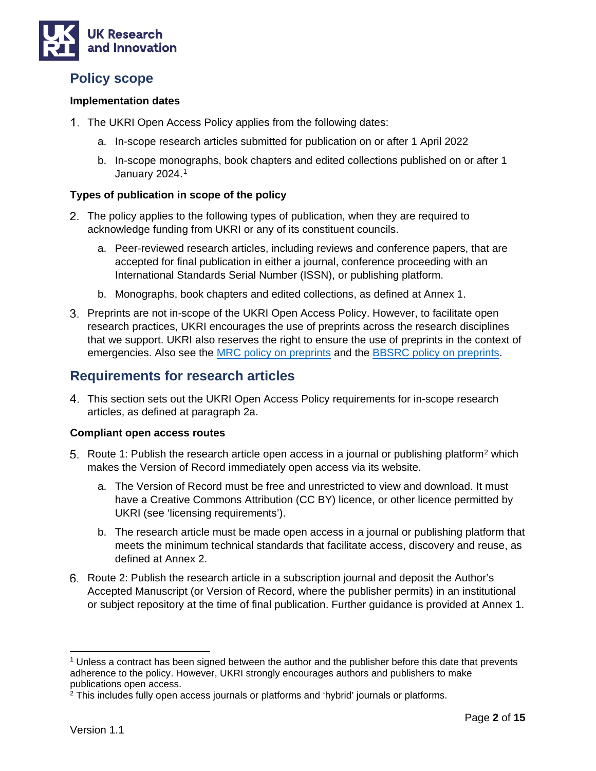## Policy scope

### Implementation dates

1. The UKRI Open Access Policy applies from the following dates:
   a. In-scope research articles submitted for publication on or after 1 April 2022
   b. In-scope monographs, book chapters and edited collections published on or after 1 January 2024.[1]

### Types of publication in scope of the policy

2. The policy applies to the following types of publication, when they are required to acknowledge funding from UKRI or any of its constituent councils.
   a. Peer-reviewed research articles, including reviews and conference papers, that are accepted for final publication in either a journal, conference proceeding with an International Standards Serial Number (ISSN), or publishing platform.
   b. Monographs, book chapters and edited collections, as defined at Annex 1.
3. Preprints are not in-scope of the UKRI Open Access Policy. However, to facilitate open research practices, UKRI encourages the use of preprints across the research disciplines that we support. UKRI also reserves the right to ensure the use of preprints in the context of emergencies. Also see the MRC policy on preprints and the BBSRC policy on preprints.

## Requirements for research articles

4. This section sets out the UKRI Open Access Policy requirements for in-scope research articles, as defined at paragraph 2a.

### Compliant open access routes

5. Route 1: Publish the research article open access in a journal or publishing platform[2] which makes the Version of Record immediately open access via its website.
   a. The Version of Record must be free and unrestricted to view and download. It must have a Creative Commons Attribution (CC BY) licence, or other licence permitted by UKRI (see 'licensing requirements').
   b. The research article must be made open access in a journal or publishing platform that meets the minimum technical standards that facilitate access, discovery and reuse, as defined at Annex 2.
6. Route 2: Publish the research article in a subscription journal and deposit the Author's Accepted Manuscript (or Version of Record, where the publisher permits) in an institutional or subject repository at the time of final publication. Further guidance is provided at Annex 1.

---

[1] Unless a contract has been signed between the author and the publisher before this date that prevents adherence to the policy. However, UKRI strongly encourages authors and publishers to make publications open access.

[2] This includes fully open access journals or platforms and 'hybrid' journals or platforms.

Version 1.1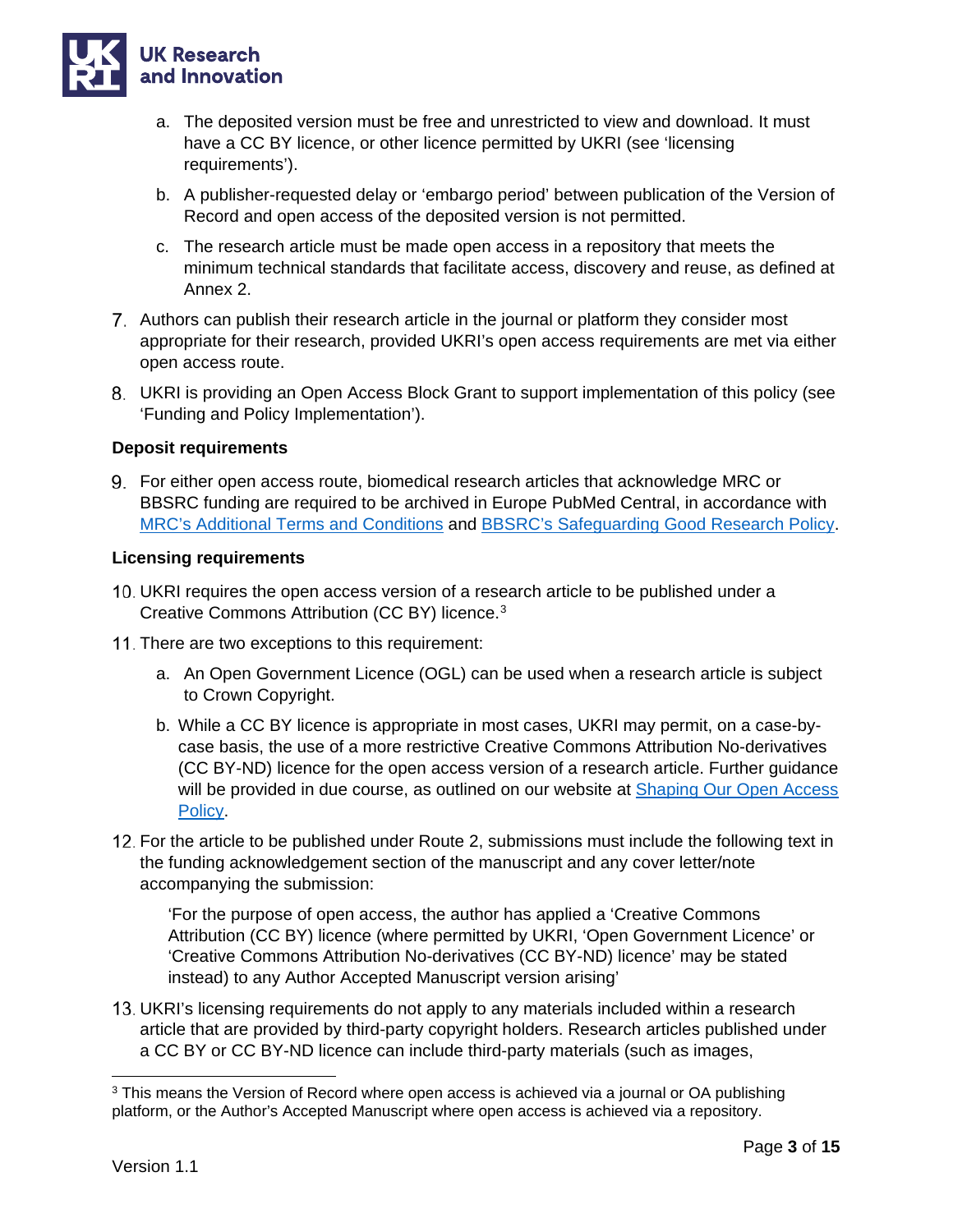a. The deposited version must be free and unrestricted to view and download. It must have a CC BY licence, or other licence permitted by UKRI (see 'licensing requirements').

   b. A publisher-requested delay or 'embargo period' between publication of the Version of Record and open access of the deposited version is not permitted.

   c. The research article must be made open access in a repository that meets the minimum technical standards that facilitate access, discovery and reuse, as defined at Annex 2.

7. Authors can publish their research article in the journal or platform they consider most appropriate for their research, provided UKRI's open access requirements are met via either open access route.

8. UKRI is providing an Open Access Block Grant to support implementation of this policy (see 'Funding and Policy Implementation').

**Deposit requirements**

9. For either open access route, biomedical research articles that acknowledge MRC or BBSRC funding are required to be archived in Europe PubMed Central, in accordance with [MRC's Additional Terms and Conditions](#) and [BBSRC's Safeguarding Good Research Policy](#).

**Licensing requirements**

10. UKRI requires the open access version of a research article to be published under a Creative Commons Attribution (CC BY) licence.[3]

11. There are two exceptions to this requirement:

    a. An Open Government Licence (OGL) can be used when a research article is subject to Crown Copyright.

    b. While a CC BY licence is appropriate in most cases, UKRI may permit, on a case-by-case basis, the use of a more restrictive Creative Commons Attribution No-derivatives (CC BY-ND) licence for the open access version of a research article. Further guidance will be provided in due course, as outlined on our website at [Shaping Our Open Access Policy](#).

12. For the article to be published under Route 2, submissions must include the following text in the funding acknowledgement section of the manuscript and any cover letter/note accompanying the submission:

    'For the purpose of open access, the author has applied a 'Creative Commons Attribution (CC BY) licence (where permitted by UKRI, 'Open Government Licence' or 'Creative Commons Attribution No-derivatives (CC BY-ND) licence' may be stated instead) to any Author Accepted Manuscript version arising'

13. UKRI's licensing requirements do not apply to any materials included within a research article that are provided by third-party copyright holders. Research articles published under a CC BY or CC BY-ND licence can include third-party materials (such as images,

---

[3] This means the Version of Record where open access is achieved via a journal or OA publishing platform, or the Author's Accepted Manuscript where open access is achieved via a repository.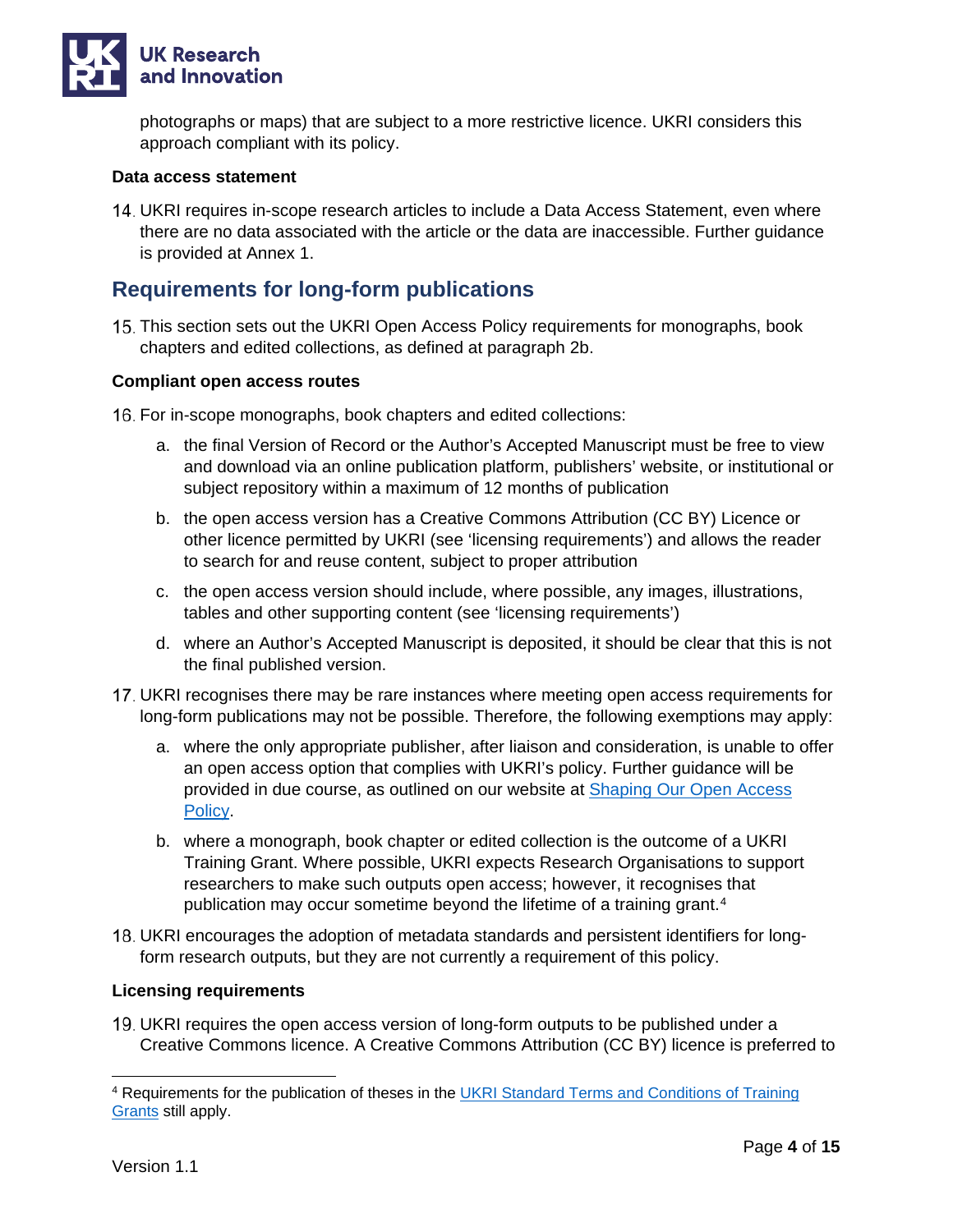photographs or maps) that are subject to a more restrictive licence. UKRI considers this approach compliant with its policy.

**Data access statement**

14. UKRI requires in-scope research articles to include a Data Access Statement, even where there are no data associated with the article or the data are inaccessible. Further guidance is provided at Annex 1.

## Requirements for long-form publications

15. This section sets out the UKRI Open Access Policy requirements for monographs, book chapters and edited collections, as defined at paragraph 2b.

**Compliant open access routes**

16. For in-scope monographs, book chapters and edited collections:

    a. the final Version of Record or the Author's Accepted Manuscript must be free to view and download via an online publication platform, publishers' website, or institutional or subject repository within a maximum of 12 months of publication

    b. the open access version has a Creative Commons Attribution (CC BY) Licence or other licence permitted by UKRI (see 'licensing requirements') and allows the reader to search for and reuse content, subject to proper attribution

    c. the open access version should include, where possible, any images, illustrations, tables and other supporting content (see 'licensing requirements')

    d. where an Author's Accepted Manuscript is deposited, it should be clear that this is not the final published version.

17. UKRI recognises there may be rare instances where meeting open access requirements for long-form publications may not be possible. Therefore, the following exemptions may apply:

    a. where the only appropriate publisher, after liaison and consideration, is unable to offer an open access option that complies with UKRI's policy. Further guidance will be provided in due course, as outlined on our website at Shaping Our Open Access Policy.

    b. where a monograph, book chapter or edited collection is the outcome of a UKRI Training Grant. Where possible, UKRI expects Research Organisations to support researchers to make such outputs open access; however, it recognises that publication may occur sometime beyond the lifetime of a training grant.[4]

18. UKRI encourages the adoption of metadata standards and persistent identifiers for long-form research outputs, but they are not currently a requirement of this policy.

**Licensing requirements**

19. UKRI requires the open access version of long-form outputs to be published under a Creative Commons licence. A Creative Commons Attribution (CC BY) licence is preferred to

---

[4] Requirements for the publication of theses in the UKRI Standard Terms and Conditions of Training Grants still apply.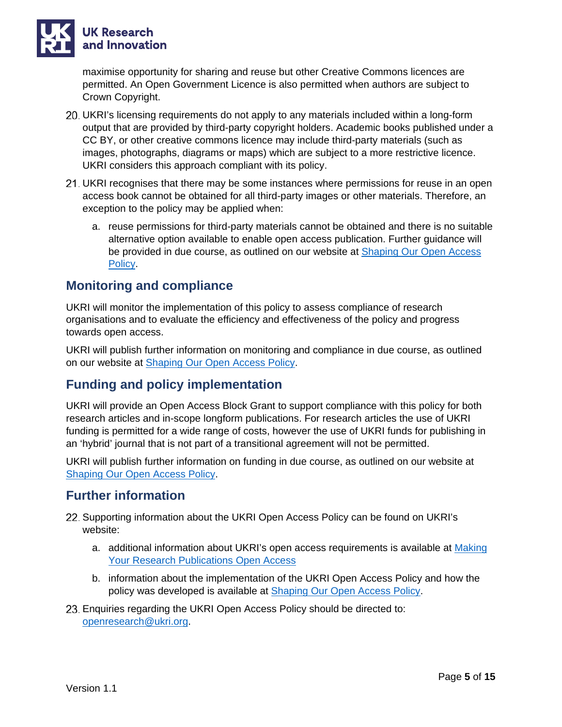maximise opportunity for sharing and reuse but other Creative Commons licences are permitted. An Open Government Licence is also permitted when authors are subject to Crown Copyright.

20. UKRI's licensing requirements do not apply to any materials included within a long-form output that are provided by third-party copyright holders. Academic books published under a CC BY, or other creative commons licence may include third-party materials (such as images, photographs, diagrams or maps) which are subject to a more restrictive licence. UKRI considers this approach compliant with its policy.

21. UKRI recognises that there may be some instances where permissions for reuse in an open access book cannot be obtained for all third-party images or other materials. Therefore, an exception to the policy may be applied when:

    a. reuse permissions for third-party materials cannot be obtained and there is no suitable alternative option available to enable open access publication. Further guidance will be provided in due course, as outlined on our website at [Shaping Our Open Access Policy](#).

## Monitoring and compliance

UKRI will monitor the implementation of this policy to assess compliance of research organisations and to evaluate the efficiency and effectiveness of the policy and progress towards open access.

UKRI will publish further information on monitoring and compliance in due course, as outlined on our website at [Shaping Our Open Access Policy](#).

## Funding and policy implementation

UKRI will provide an Open Access Block Grant to support compliance with this policy for both research articles and in-scope longform publications. For research articles the use of UKRI funding is permitted for a wide range of costs, however the use of UKRI funds for publishing in an 'hybrid' journal that is not part of a transitional agreement will not be permitted.

UKRI will publish further information on funding in due course, as outlined on our website at [Shaping Our Open Access Policy](#).

## Further information

22. Supporting information about the UKRI Open Access Policy can be found on UKRI's website:

    a. additional information about UKRI's open access requirements is available at [Making Your Research Publications Open Access](#)

    b. information about the implementation of the UKRI Open Access Policy and how the policy was developed is available at [Shaping Our Open Access Policy](#).

23. Enquiries regarding the UKRI Open Access Policy should be directed to: [openresearch@ukri.org](mailto:openresearch@ukri.org).

Version 1.1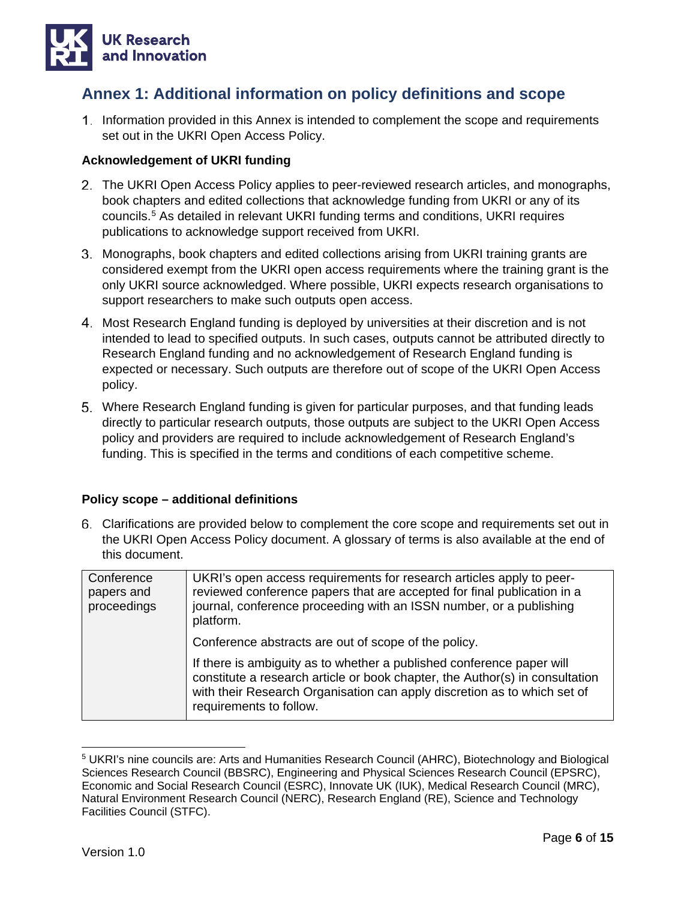## Annex 1: Additional information on policy definitions and scope

1. Information provided in this Annex is intended to complement the scope and requirements set out in the UKRI Open Access Policy.

**Acknowledgement of UKRI funding**

2. The UKRI Open Access Policy applies to peer-reviewed research articles, and monographs, book chapters and edited collections that acknowledge funding from UKRI or any of its councils.[5] As detailed in relevant UKRI funding terms and conditions, UKRI requires publications to acknowledge support received from UKRI.

3. Monographs, book chapters and edited collections arising from UKRI training grants are considered exempt from the UKRI open access requirements where the training grant is the only UKRI source acknowledged. Where possible, UKRI expects research organisations to support researchers to make such outputs open access.

4. Most Research England funding is deployed by universities at their discretion and is not intended to lead to specified outputs. In such cases, outputs cannot be attributed directly to Research England funding and no acknowledgement of Research England funding is expected or necessary. Such outputs are therefore out of scope of the UKRI Open Access policy.

5. Where Research England funding is given for particular purposes, and that funding leads directly to particular research outputs, those outputs are subject to the UKRI Open Access policy and providers are required to include acknowledgement of Research England's funding. This is specified in the terms and conditions of each competitive scheme.

**Policy scope – additional definitions**

6. Clarifications are provided below to complement the core scope and requirements set out in the UKRI Open Access Policy document. A glossary of terms is also available at the end of this document.

| | |
|---|---|
| Conference papers and proceedings | UKRI's open access requirements for research articles apply to peer-reviewed conference papers that are accepted for final publication in a journal, conference proceeding with an ISSN number, or a publishing platform.<br><br>Conference abstracts are out of scope of the policy.<br><br>If there is ambiguity as to whether a published conference paper will constitute a research article or book chapter, the Author(s) in consultation with their Research Organisation can apply discretion as to which set of requirements to follow. |

[5] UKRI's nine councils are: Arts and Humanities Research Council (AHRC), Biotechnology and Biological Sciences Research Council (BBSRC), Engineering and Physical Sciences Research Council (EPSRC), Economic and Social Research Council (ESRC), Innovate UK (IUK), Medical Research Council (MRC), Natural Environment Research Council (NERC), Research England (RE), Science and Technology Facilities Council (STFC).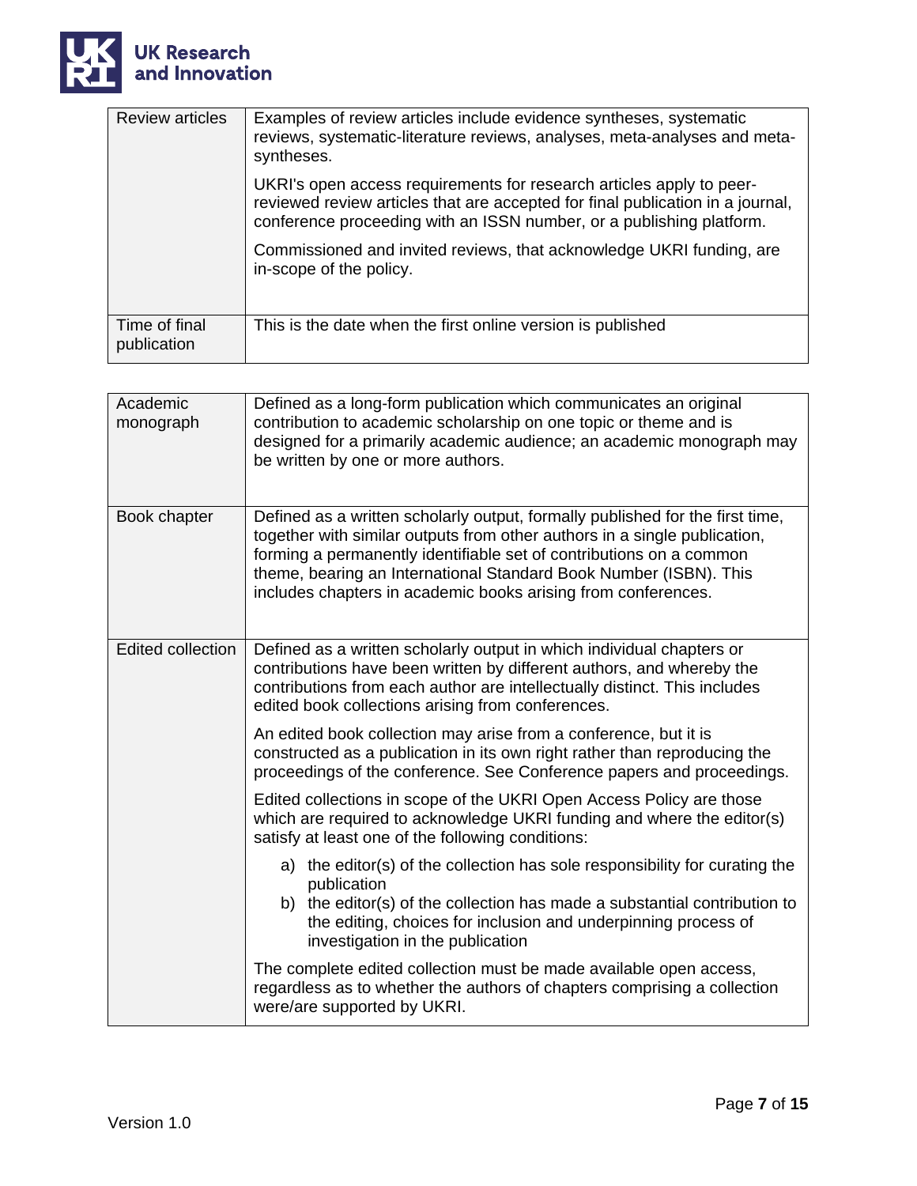| | |
|---|---|
| Review articles | Examples of review articles include evidence syntheses, systematic reviews, systematic-literature reviews, analyses, meta-analyses and meta-syntheses.<br><br>UKRI's open access requirements for research articles apply to peer-reviewed review articles that are accepted for final publication in a journal, conference proceeding with an ISSN number, or a publishing platform.<br><br>Commissioned and invited reviews, that acknowledge UKRI funding, are in-scope of the policy. |
| Time of final publication | This is the date when the first online version is published |

| | |
|---|---|
| Academic monograph | Defined as a long-form publication which communicates an original contribution to academic scholarship on one topic or theme and is designed for a primarily academic audience; an academic monograph may be written by one or more authors. |
| Book chapter | Defined as a written scholarly output, formally published for the first time, together with similar outputs from other authors in a single publication, forming a permanently identifiable set of contributions on a common theme, bearing an International Standard Book Number (ISBN). This includes chapters in academic books arising from conferences. |
| Edited collection | Defined as a written scholarly output in which individual chapters or contributions have been written by different authors, and whereby the contributions from each author are intellectually distinct. This includes edited book collections arising from conferences.<br><br>An edited book collection may arise from a conference, but it is constructed as a publication in its own right rather than reproducing the proceedings of the conference. See Conference papers and proceedings.<br><br>Edited collections in scope of the UKRI Open Access Policy are those which are required to acknowledge UKRI funding and where the editor(s) satisfy at least one of the following conditions:<br><br>a) the editor(s) of the collection has sole responsibility for curating the publication<br>b) the editor(s) of the collection has made a substantial contribution to the editing, choices for inclusion and underpinning process of investigation in the publication<br><br>The complete edited collection must be made available open access, regardless as to whether the authors of chapters comprising a collection were/are supported by UKRI. |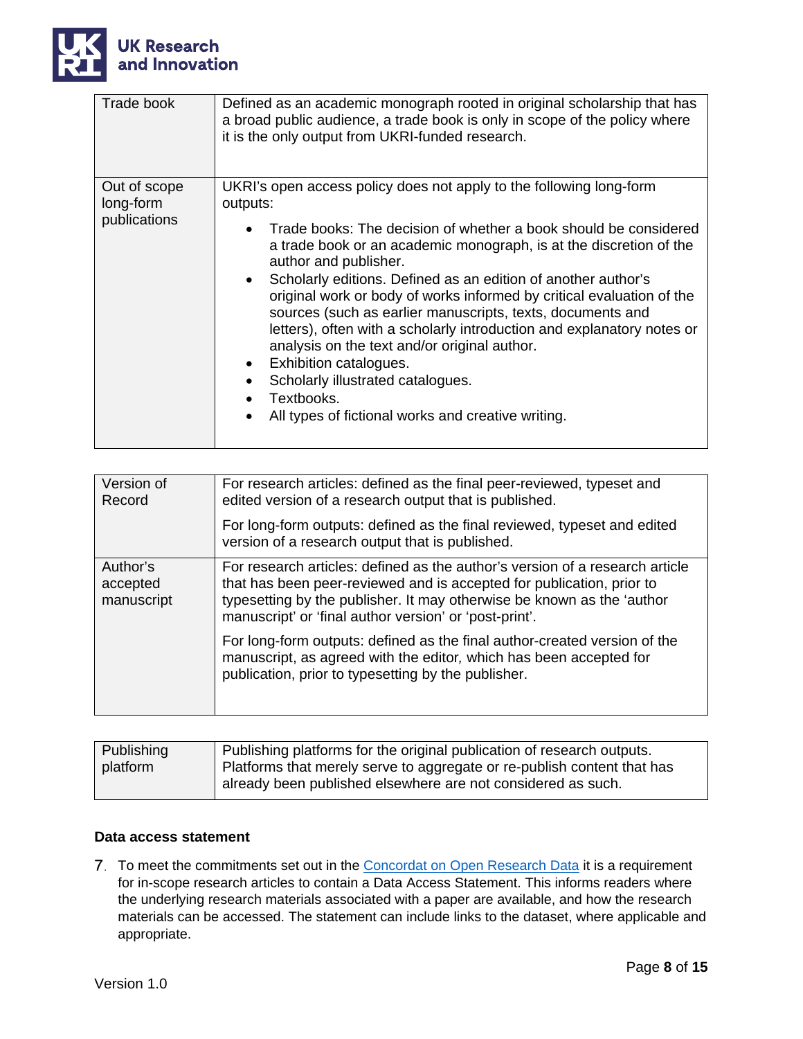| | |
|---|---|
| Trade book | Defined as an academic monograph rooted in original scholarship that has a broad public audience, a trade book is only in scope of the policy where it is the only output from UKRI-funded research. |
| Out of scope long-form publications | UKRI's open access policy does not apply to the following long-form outputs:<br><br>• Trade books: The decision of whether a book should be considered a trade book or an academic monograph, is at the discretion of the author and publisher.<br>• Scholarly editions. Defined as an edition of another author's original work or body of works informed by critical evaluation of the sources (such as earlier manuscripts, texts, documents and letters), often with a scholarly introduction and explanatory notes or analysis on the text and/or original author.<br>• Exhibition catalogues.<br>• Scholarly illustrated catalogues.<br>• Textbooks.<br>• All types of fictional works and creative writing. |

| | |
|---|---|
| Version of Record | For research articles: defined as the final peer-reviewed, typeset and edited version of a research output that is published.<br><br>For long-form outputs: defined as the final reviewed, typeset and edited version of a research output that is published. |
| Author's accepted manuscript | For research articles: defined as the author's version of a research article that has been peer-reviewed and is accepted for publication, prior to typesetting by the publisher. It may otherwise be known as the 'author manuscript' or 'final author version' or 'post-print'.<br><br>For long-form outputs: defined as the final author-created version of the manuscript, as agreed with the editor, which has been accepted for publication, prior to typesetting by the publisher. |

| | |
|---|---|
| Publishing platform | Publishing platforms for the original publication of research outputs. Platforms that merely serve to aggregate or re-publish content that has already been published elsewhere are not considered as such. |

**Data access statement**

7. To meet the commitments set out in the [Concordat on Open Research Data] it is a requirement for in-scope research articles to contain a Data Access Statement. This informs readers where the underlying research materials associated with a paper are available, and how the research materials can be accessed. The statement can include links to the dataset, where applicable and appropriate.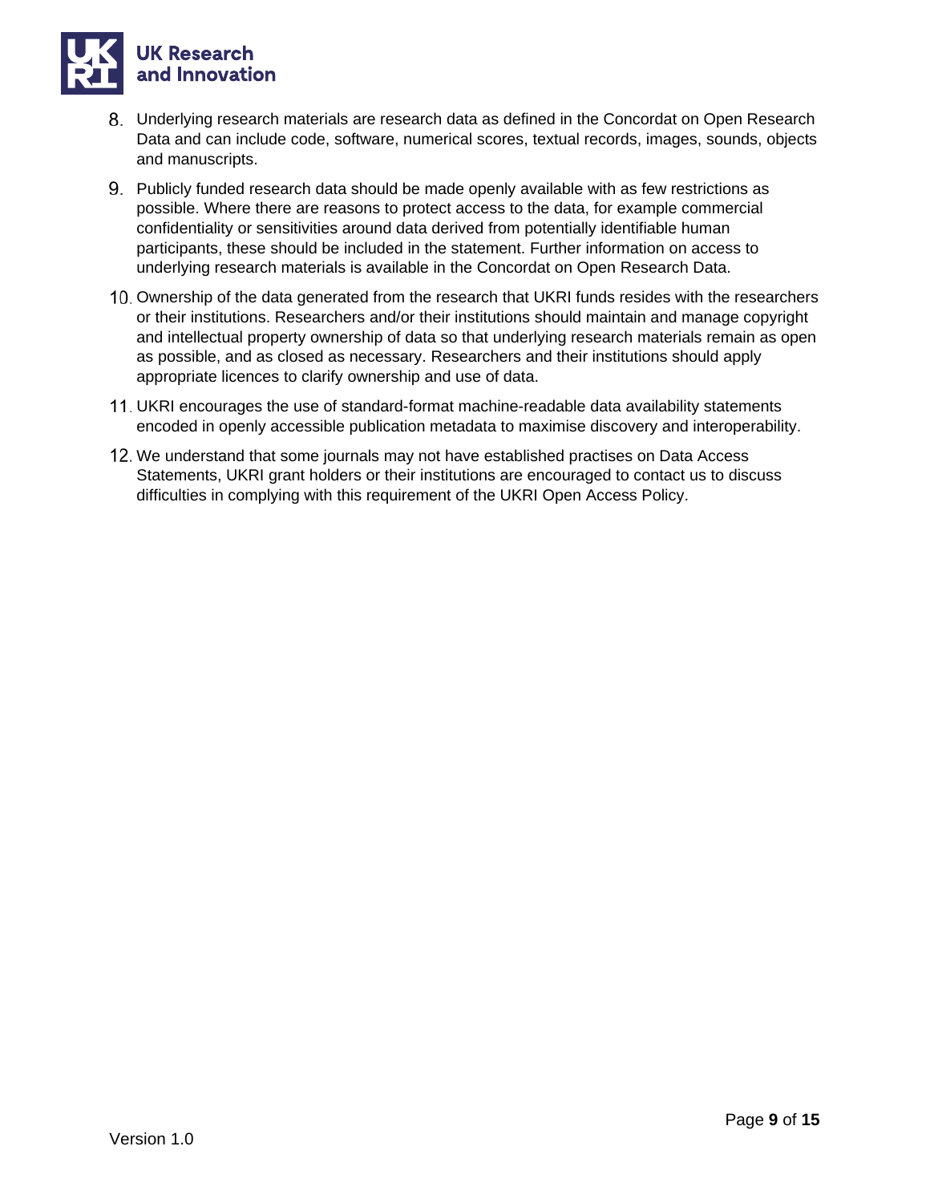8. Underlying research materials are research data as defined in the Concordat on Open Research Data and can include code, software, numerical scores, textual records, images, sounds, objects and manuscripts.
9. Publicly funded research data should be made openly available with as few restrictions as possible. Where there are reasons to protect access to the data, for example commercial confidentiality or sensitivities around data derived from potentially identifiable human participants, these should be included in the statement. Further information on access to underlying research materials is available in the Concordat on Open Research Data.
10. Ownership of the data generated from the research that UKRI funds resides with the researchers or their institutions. Researchers and/or their institutions should maintain and manage copyright and intellectual property ownership of data so that underlying research materials remain as open as possible, and as closed as necessary. Researchers and their institutions should apply appropriate licences to clarify ownership and use of data.
11. UKRI encourages the use of standard-format machine-readable data availability statements encoded in openly accessible publication metadata to maximise discovery and interoperability.
12. We understand that some journals may not have established practises on Data Access Statements, UKRI grant holders or their institutions are encouraged to contact us to discuss difficulties in complying with this requirement of the UKRI Open Access Policy.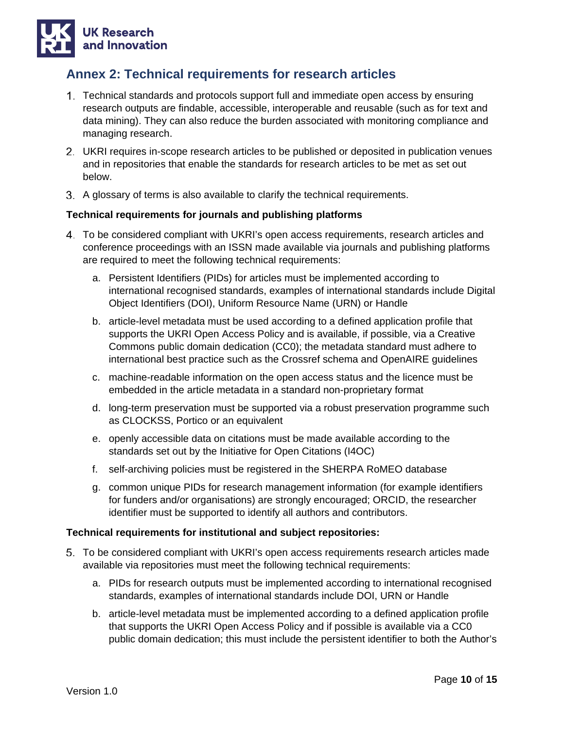## Annex 2: Technical requirements for research articles

1. Technical standards and protocols support full and immediate open access by ensuring research outputs are findable, accessible, interoperable and reusable (such as for text and data mining). They can also reduce the burden associated with monitoring compliance and managing research.
2. UKRI requires in-scope research articles to be published or deposited in publication venues and in repositories that enable the standards for research articles to be met as set out below.
3. A glossary of terms is also available to clarify the technical requirements.

**Technical requirements for journals and publishing platforms**

4. To be considered compliant with UKRI's open access requirements, research articles and conference proceedings with an ISSN made available via journals and publishing platforms are required to meet the following technical requirements:
    a. Persistent Identifiers (PIDs) for articles must be implemented according to international recognised standards, examples of international standards include Digital Object Identifiers (DOI), Uniform Resource Name (URN) or Handle
    b. article-level metadata must be used according to a defined application profile that supports the UKRI Open Access Policy and is available, if possible, via a Creative Commons public domain dedication (CC0); the metadata standard must adhere to international best practice such as the Crossref schema and OpenAIRE guidelines
    c. machine-readable information on the open access status and the licence must be embedded in the article metadata in a standard non-proprietary format
    d. long-term preservation must be supported via a robust preservation programme such as CLOCKSS, Portico or an equivalent
    e. openly accessible data on citations must be made available according to the standards set out by the Initiative for Open Citations (I4OC)
    f. self-archiving policies must be registered in the SHERPA RoMEO database
    g. common unique PIDs for research management information (for example identifiers for funders and/or organisations) are strongly encouraged; ORCID, the researcher identifier must be supported to identify all authors and contributors.

**Technical requirements for institutional and subject repositories:**

5. To be considered compliant with UKRI's open access requirements research articles made available via repositories must meet the following technical requirements:
    a. PIDs for research outputs must be implemented according to international recognised standards, examples of international standards include DOI, URN or Handle
    b. article-level metadata must be implemented according to a defined application profile that supports the UKRI Open Access Policy and if possible is available via a CC0 public domain dedication; this must include the persistent identifier to both the Author's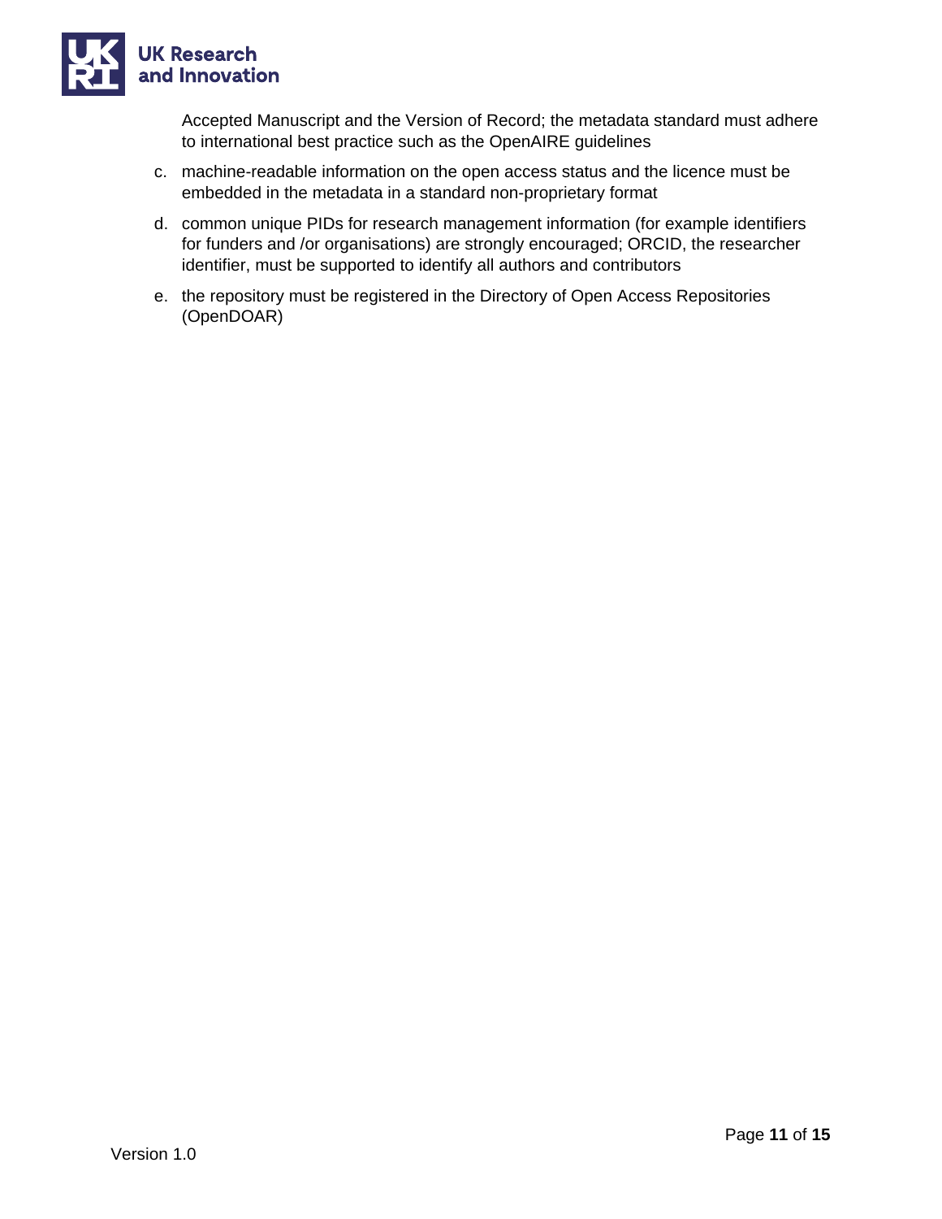Accepted Manuscript and the Version of Record; the metadata standard must adhere to international best practice such as the OpenAIRE guidelines

c. machine-readable information on the open access status and the licence must be embedded in the metadata in a standard non-proprietary format

d. common unique PIDs for research management information (for example identifiers for funders and /or organisations) are strongly encouraged; ORCID, the researcher identifier, must be supported to identify all authors and contributors

e. the repository must be registered in the Directory of Open Access Repositories (OpenDOAR)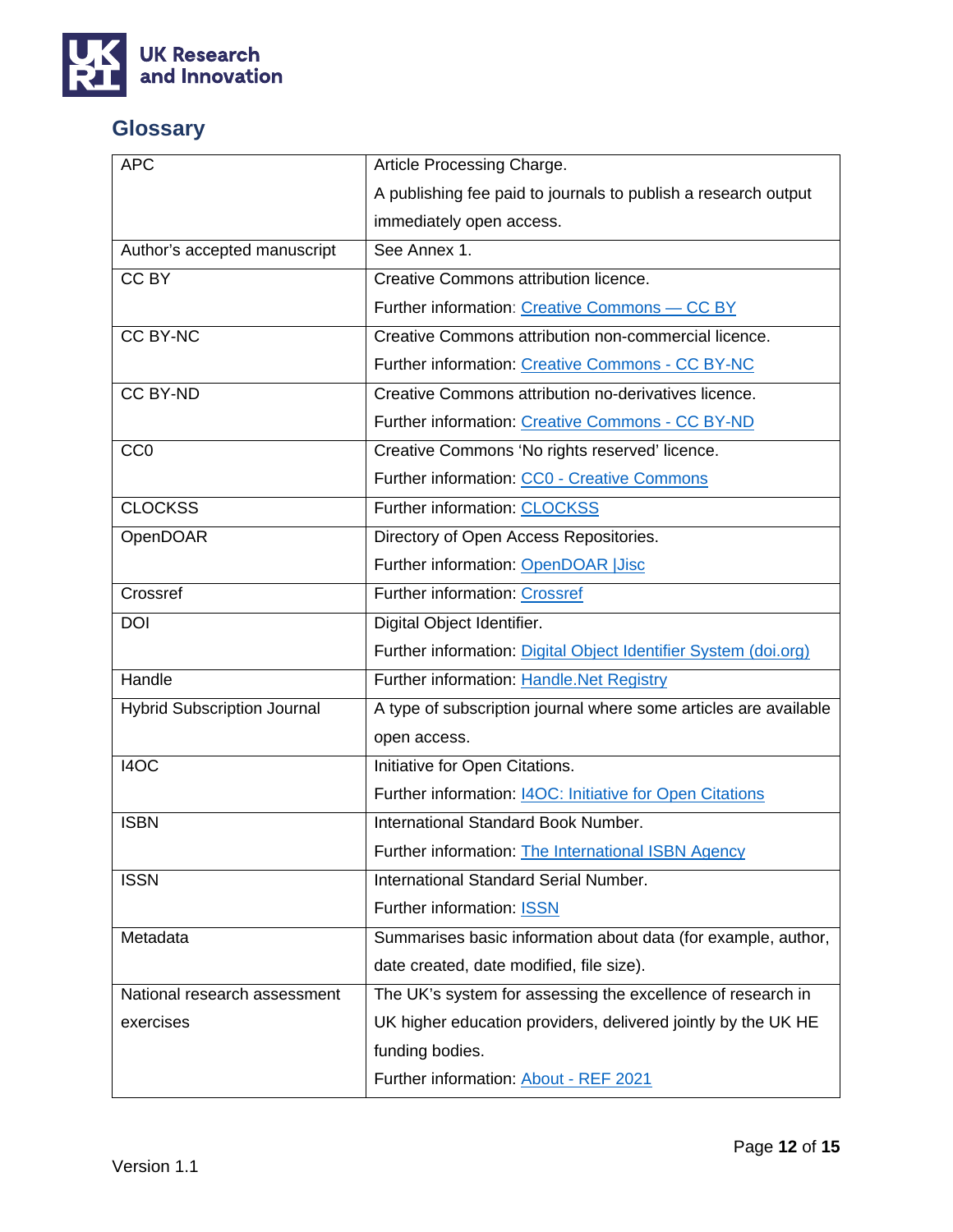## Glossary

| | |
|---|---|
| APC | Article Processing Charge. A publishing fee paid to journals to publish a research output immediately open access. |
| Author's accepted manuscript | See Annex 1. |
| CC BY | Creative Commons attribution licence. Further information: Creative Commons — CC BY |
| CC BY-NC | Creative Commons attribution non-commercial licence. Further information: Creative Commons - CC BY-NC |
| CC BY-ND | Creative Commons attribution no-derivatives licence. Further information: Creative Commons - CC BY-ND |
| CC0 | Creative Commons 'No rights reserved' licence. Further information: CC0 - Creative Commons |
| CLOCKSS | Further information: CLOCKSS |
| OpenDOAR | Directory of Open Access Repositories. Further information: OpenDOAR \|Jisc |
| Crossref | Further information: Crossref |
| DOI | Digital Object Identifier. Further information: Digital Object Identifier System (doi.org) |
| Handle | Further information: Handle.Net Registry |
| Hybrid Subscription Journal | A type of subscription journal where some articles are available open access. |
| I4OC | Initiative for Open Citations. Further information: I4OC: Initiative for Open Citations |
| ISBN | International Standard Book Number. Further information: The International ISBN Agency |
| ISSN | International Standard Serial Number. Further information: ISSN |
| Metadata | Summarises basic information about data (for example, author, date created, date modified, file size). |
| National research assessment exercises | The UK's system for assessing the excellence of research in UK higher education providers, delivered jointly by the UK HE funding bodies. Further information: About - REF 2021 |

Version 1.1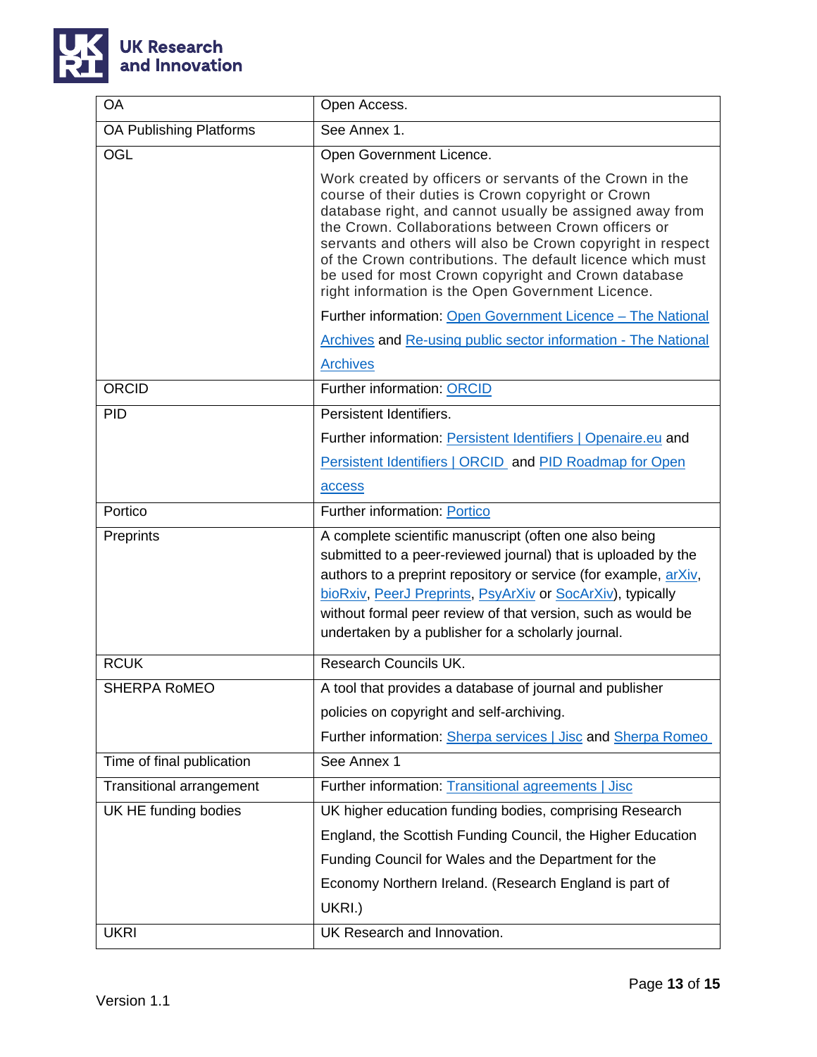| | |
|---|---|
| OA | Open Access. |
| OA Publishing Platforms | See Annex 1. |
| OGL | Open Government Licence.<br><br>Work created by officers or servants of the Crown in the course of their duties is Crown copyright or Crown database right, and cannot usually be assigned away from the Crown. Collaborations between Crown officers or servants and others will also be Crown copyright in respect of the Crown contributions. The default licence which must be used for most Crown copyright and Crown database right information is the Open Government Licence.<br><br>Further information: Open Government Licence – The National Archives and Re-using public sector information - The National Archives |
| ORCID | Further information: ORCID |
| PID | Persistent Identifiers.<br><br>Further information: Persistent Identifiers \| Openaire.eu and Persistent Identifiers \| ORCID and PID Roadmap for Open access |
| Portico | Further information: Portico |
| Preprints | A complete scientific manuscript (often one also being submitted to a peer-reviewed journal) that is uploaded by the authors to a preprint repository or service (for example, arXiv, bioRxiv, PeerJ Preprints, PsyArXiv or SocArXiv), typically without formal peer review of that version, such as would be undertaken by a publisher for a scholarly journal. |
| RCUK | Research Councils UK. |
| SHERPA RoMEO | A tool that provides a database of journal and publisher policies on copyright and self-archiving.<br><br>Further information: Sherpa services \| Jisc and Sherpa Romeo |
| Time of final publication | See Annex 1 |
| Transitional arrangement | Further information: Transitional agreements \| Jisc |
| UK HE funding bodies | UK higher education funding bodies, comprising Research England, the Scottish Funding Council, the Higher Education Funding Council for Wales and the Department for the Economy Northern Ireland. (Research England is part of UKRI.) |
| UKRI | UK Research and Innovation. |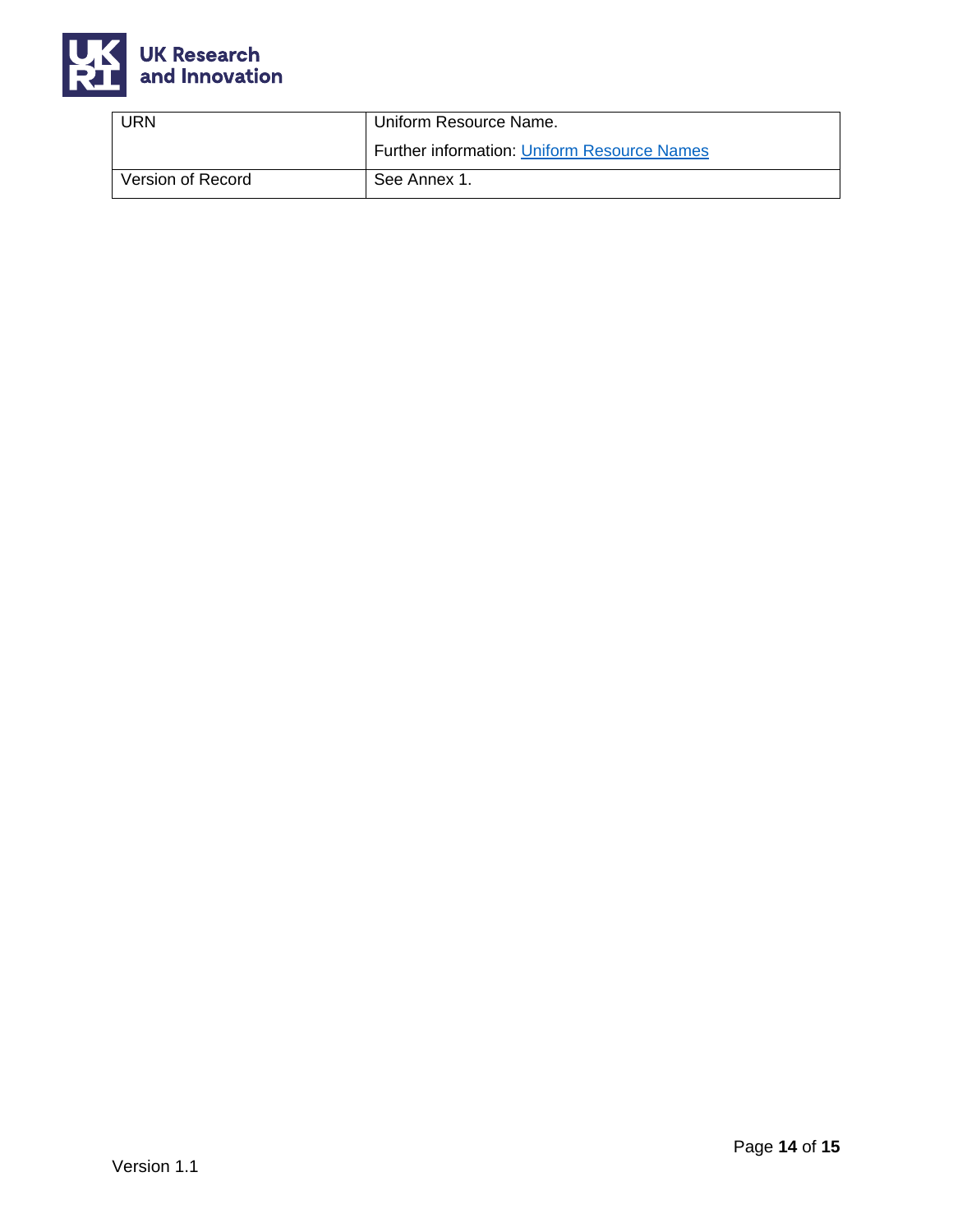| URN | Uniform Resource Name.<br><br>Further information: [Uniform Resource Names] |
|---|---|
| Version of Record | See Annex 1. |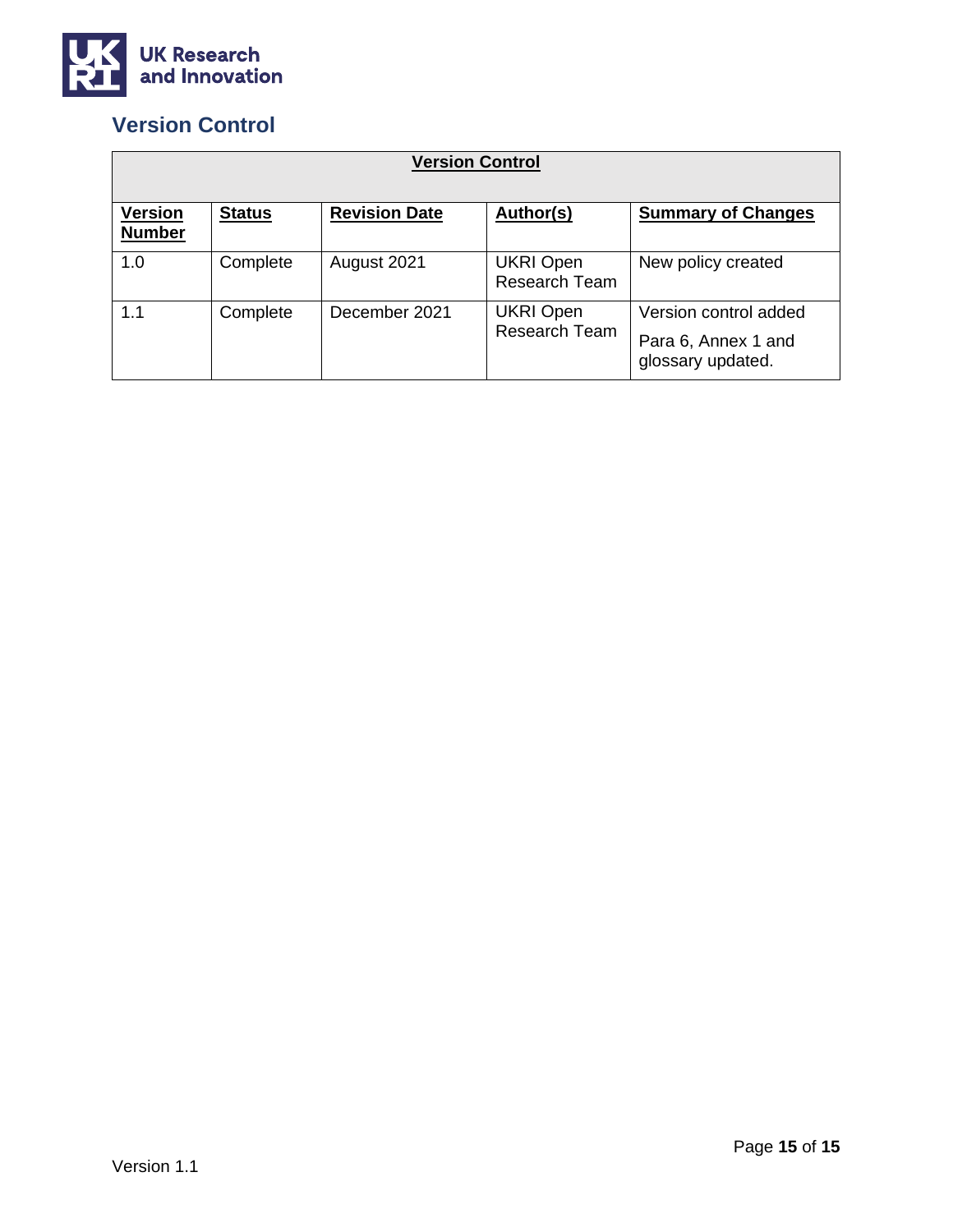## Version Control

| Version Control | | | | |
|---|---|---|---|---|
| **Version Number** | **Status** | **Revision Date** | **Author(s)** | **Summary of Changes** |
| 1.0 | Complete | August 2021 | UKRI Open Research Team | New policy created |
| 1.1 | Complete | December 2021 | UKRI Open Research Team | Version control added<br>Para 6, Annex 1 and glossary updated. |